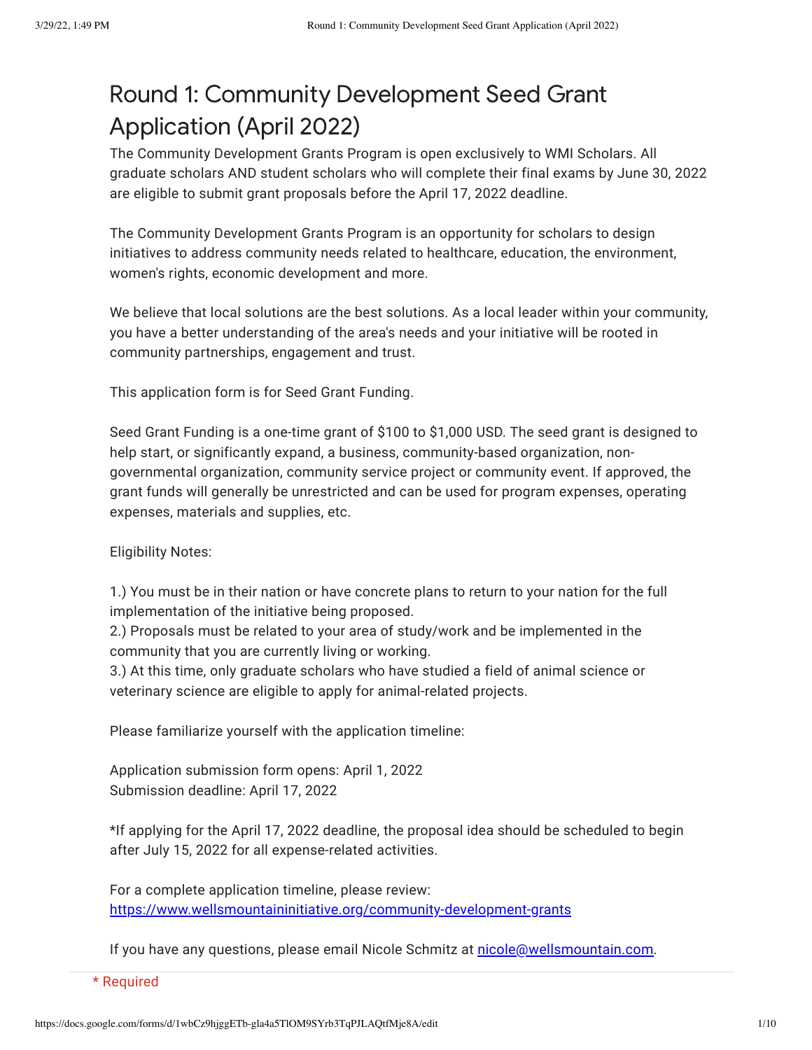# Round 1: Community Development Seed Grant Application (April 2022)

The Community Development Grants Program is open exclusively to WMI Scholars. All graduate scholars AND student scholars who will complete their final exams by June 30, 2022 are eligible to submit grant proposals before the April 17, 2022 deadline.

The Community Development Grants Program is an opportunity for scholars to design initiatives to address community needs related to healthcare, education, the environment, women's rights, economic development and more.

We believe that local solutions are the best solutions. As a local leader within your community, you have a better understanding of the area's needs and your initiative will be rooted in community partnerships, engagement and trust.

This application form is for Seed Grant Funding.

Seed Grant Funding is a one-time grant of $100 to $1,000 USD. The seed grant is designed to help start, or significantly expand, a business, community-based organization, non-governmental organization, community service project or community event. If approved, the grant funds will generally be unrestricted and can be used for program expenses, operating expenses, materials and supplies, etc.

Eligibility Notes:

1.) You must be in their nation or have concrete plans to return to your nation for the full implementation of the initiative being proposed.
2.) Proposals must be related to your area of study/work and be implemented in the community that you are currently living or working.
3.) At this time, only graduate scholars who have studied a field of animal science or veterinary science are eligible to apply for animal-related projects.

Please familiarize yourself with the application timeline:

Application submission form opens: April 1, 2022
Submission deadline: April 17, 2022

*If applying for the April 17, 2022 deadline, the proposal idea should be scheduled to begin after July 15, 2022 for all expense-related activities.

For a complete application timeline, please review:
[https://www.wellsmountaininitiative.org/community-development-grants](https://www.wellsmountaininitiative.org/community-development-grants)

If you have any questions, please email Nicole Schmitz at [nicole@wellsmountain.com](mailto:nicole@wellsmountain.com).

* Required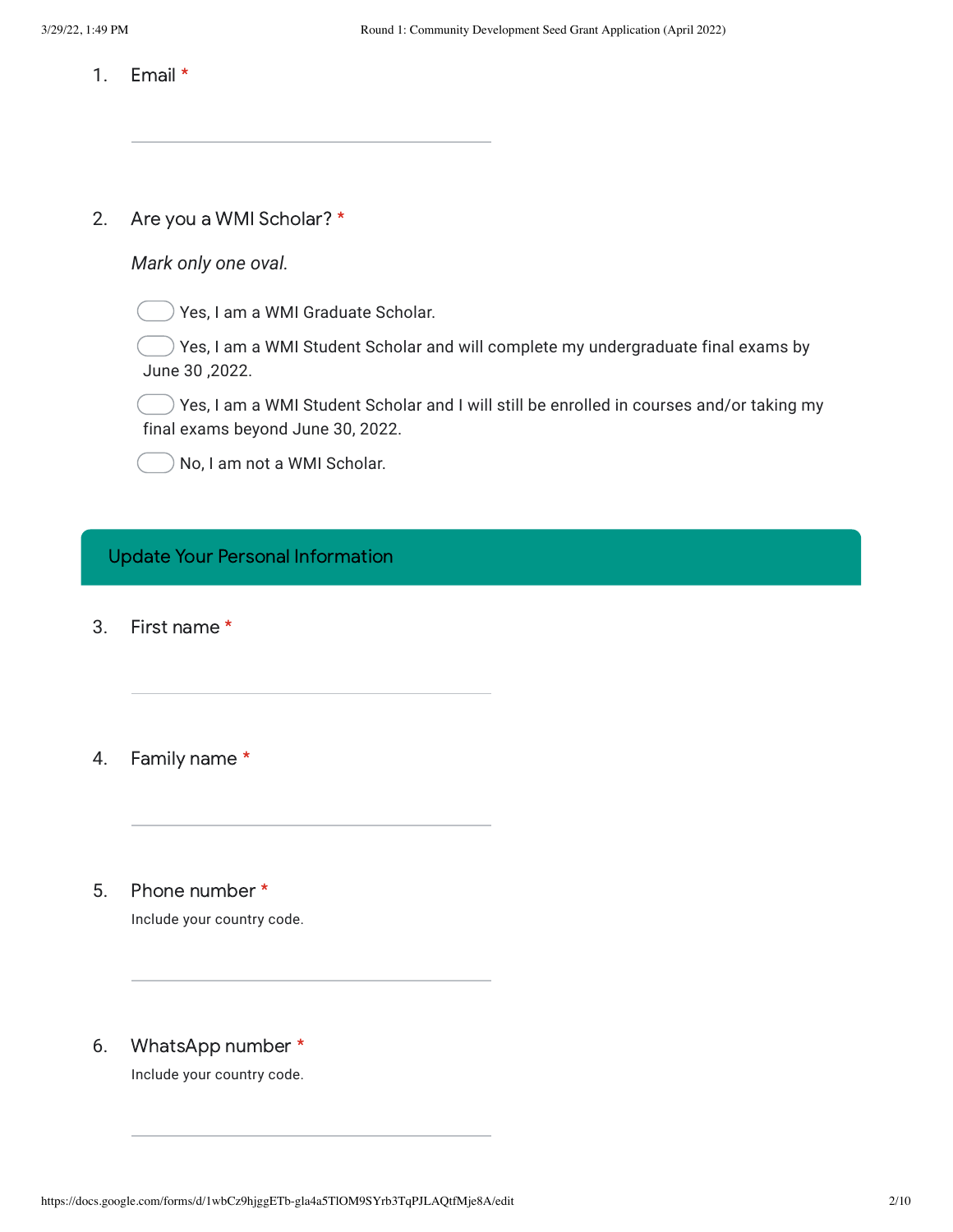1. Email *

2. Are you a WMI Scholar? *

   *Mark only one oval.*

   - Yes, I am a WMI Graduate Scholar.
   - Yes, I am a WMI Student Scholar and will complete my undergraduate final exams by June 30 ,2022.
   - Yes, I am a WMI Student Scholar and I will still be enrolled in courses and/or taking my final exams beyond June 30, 2022.
   - No, I am not a WMI Scholar.

## Update Your Personal Information

3. First name *

4. Family name *

5. Phone number *

   Include your country code.

6. WhatsApp number *

   Include your country code.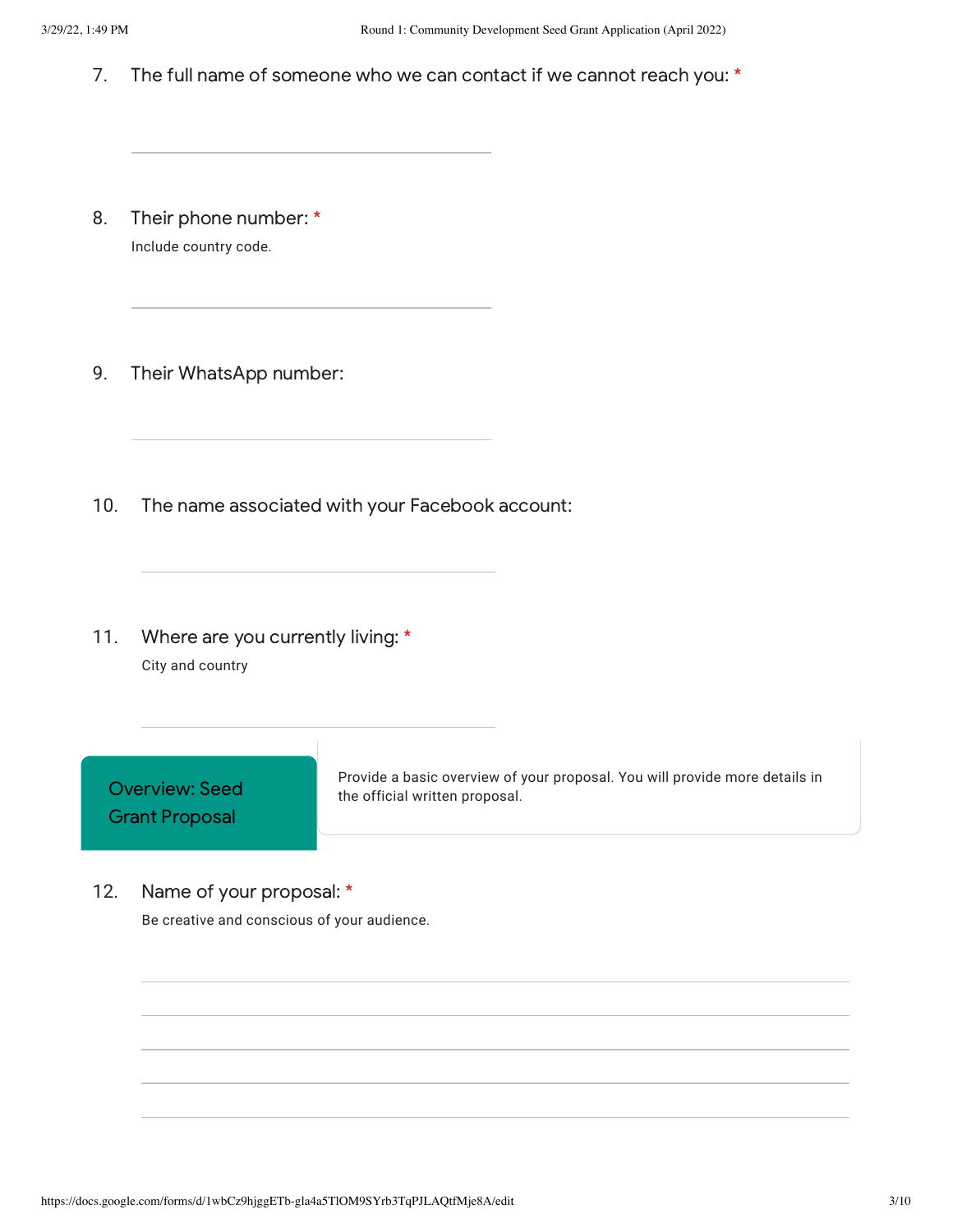7. The full name of someone who we can contact if we cannot reach you: *

8. Their phone number: *

   Include country code.

9. Their WhatsApp number:

10. The name associated with your Facebook account:

11. Where are you currently living: *

    City and country

## Overview: Seed Grant Proposal

Provide a basic overview of your proposal. You will provide more details in the official written proposal.

12. Name of your proposal: *

    Be creative and conscious of your audience.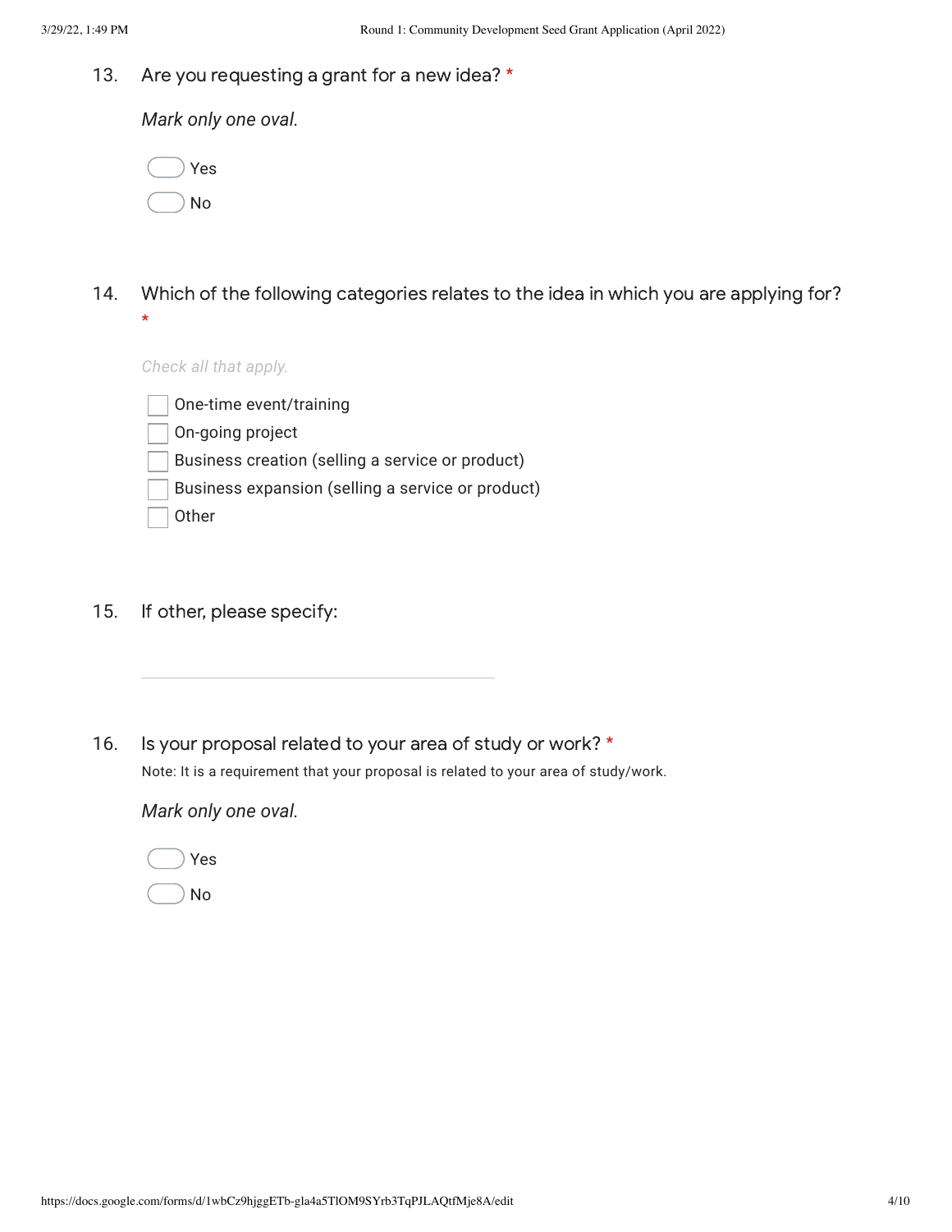13. Are you requesting a grant for a new idea? *

*Mark only one oval.*

- ( ) Yes
- ( ) No

14. Which of the following categories relates to the idea in which you are applying for? *

*Check all that apply.*

- [ ] One-time event/training
- [ ] On-going project
- [ ] Business creation (selling a service or product)
- [ ] Business expansion (selling a service or product)
- [ ] Other

15. If other, please specify:

_______________________________

16. Is your proposal related to your area of study or work? *

Note: It is a requirement that your proposal is related to your area of study/work.

*Mark only one oval.*

- ( ) Yes
- ( ) No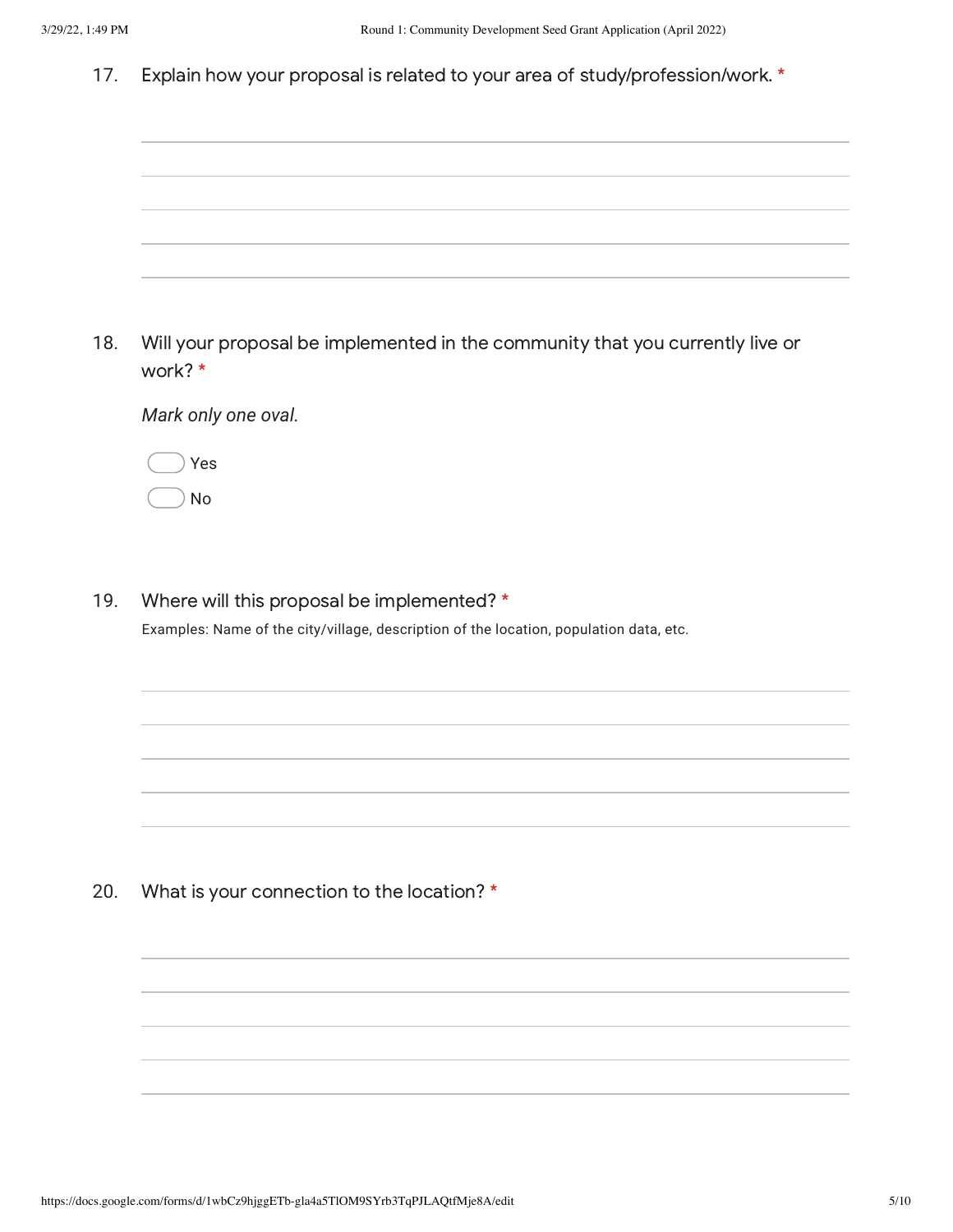17. Explain how your proposal is related to your area of study/profession/work. *

18. Will your proposal be implemented in the community that you currently live or work? *

*Mark only one oval.*

- Yes
- No

19. Where will this proposal be implemented? *

Examples: Name of the city/village, description of the location, population data, etc.

20. What is your connection to the location? *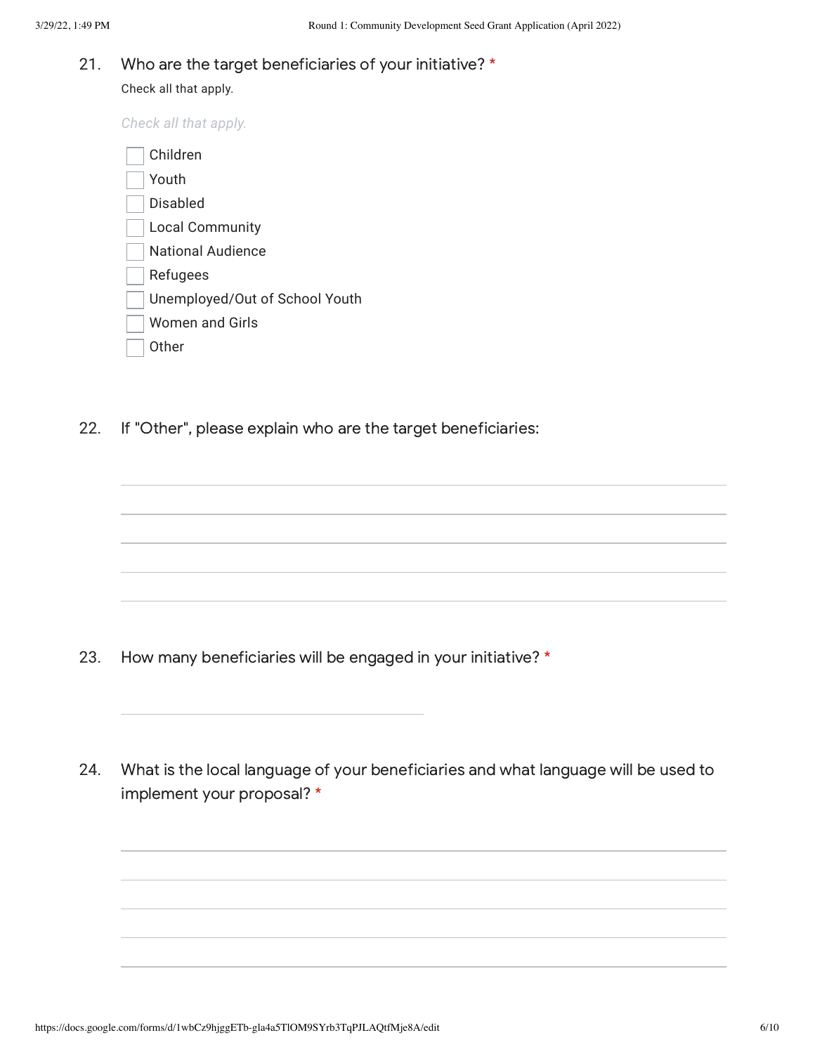21. Who are the target beneficiaries of your initiative? *

Check all that apply.

*Check all that apply.*

- [ ] Children
- [ ] Youth
- [ ] Disabled
- [ ] Local Community
- [ ] National Audience
- [ ] Refugees
- [ ] Unemployed/Out of School Youth
- [ ] Women and Girls
- [ ] Other

22. If "Other", please explain who are the target beneficiaries:

\_\_\_\_\_\_\_\_\_\_\_\_\_\_\_\_\_\_\_\_\_\_\_\_\_\_\_\_\_\_\_\_\_\_\_\_\_\_\_\_

\_\_\_\_\_\_\_\_\_\_\_\_\_\_\_\_\_\_\_\_\_\_\_\_\_\_\_\_\_\_\_\_\_\_\_\_\_\_\_\_

\_\_\_\_\_\_\_\_\_\_\_\_\_\_\_\_\_\_\_\_\_\_\_\_\_\_\_\_\_\_\_\_\_\_\_\_\_\_\_\_

\_\_\_\_\_\_\_\_\_\_\_\_\_\_\_\_\_\_\_\_\_\_\_\_\_\_\_\_\_\_\_\_\_\_\_\_\_\_\_\_

\_\_\_\_\_\_\_\_\_\_\_\_\_\_\_\_\_\_\_\_\_\_\_\_\_\_\_\_\_\_\_\_\_\_\_\_\_\_\_\_

23. How many beneficiaries will be engaged in your initiative? *

\_\_\_\_\_\_\_\_\_\_\_\_\_\_\_\_\_\_\_\_\_\_\_\_\_\_\_\_\_\_

24. What is the local language of your beneficiaries and what language will be used to implement your proposal? *

\_\_\_\_\_\_\_\_\_\_\_\_\_\_\_\_\_\_\_\_\_\_\_\_\_\_\_\_\_\_\_\_\_\_\_\_\_\_\_\_

\_\_\_\_\_\_\_\_\_\_\_\_\_\_\_\_\_\_\_\_\_\_\_\_\_\_\_\_\_\_\_\_\_\_\_\_\_\_\_\_

\_\_\_\_\_\_\_\_\_\_\_\_\_\_\_\_\_\_\_\_\_\_\_\_\_\_\_\_\_\_\_\_\_\_\_\_\_\_\_\_

\_\_\_\_\_\_\_\_\_\_\_\_\_\_\_\_\_\_\_\_\_\_\_\_\_\_\_\_\_\_\_\_\_\_\_\_\_\_\_\_

\_\_\_\_\_\_\_\_\_\_\_\_\_\_\_\_\_\_\_\_\_\_\_\_\_\_\_\_\_\_\_\_\_\_\_\_\_\_\_\_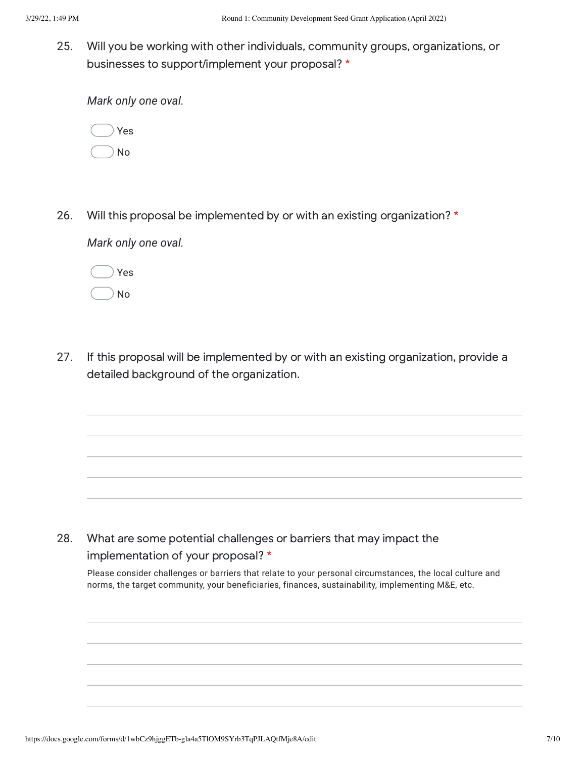25. Will you be working with other individuals, community groups, organizations, or businesses to support/implement your proposal? *

*Mark only one oval.*

- ◯ Yes
- ◯ No

26. Will this proposal be implemented by or with an existing organization? *

*Mark only one oval.*

- ◯ Yes
- ◯ No

27. If this proposal will be implemented by or with an existing organization, provide a detailed background of the organization.

_______________________________________________

_______________________________________________

_______________________________________________

_______________________________________________

_______________________________________________

28. What are some potential challenges or barriers that may impact the implementation of your proposal? *

Please consider challenges or barriers that relate to your personal circumstances, the local culture and norms, the target community, your beneficiaries, finances, sustainability, implementing M&E, etc.

_______________________________________________

_______________________________________________

_______________________________________________

_______________________________________________

_______________________________________________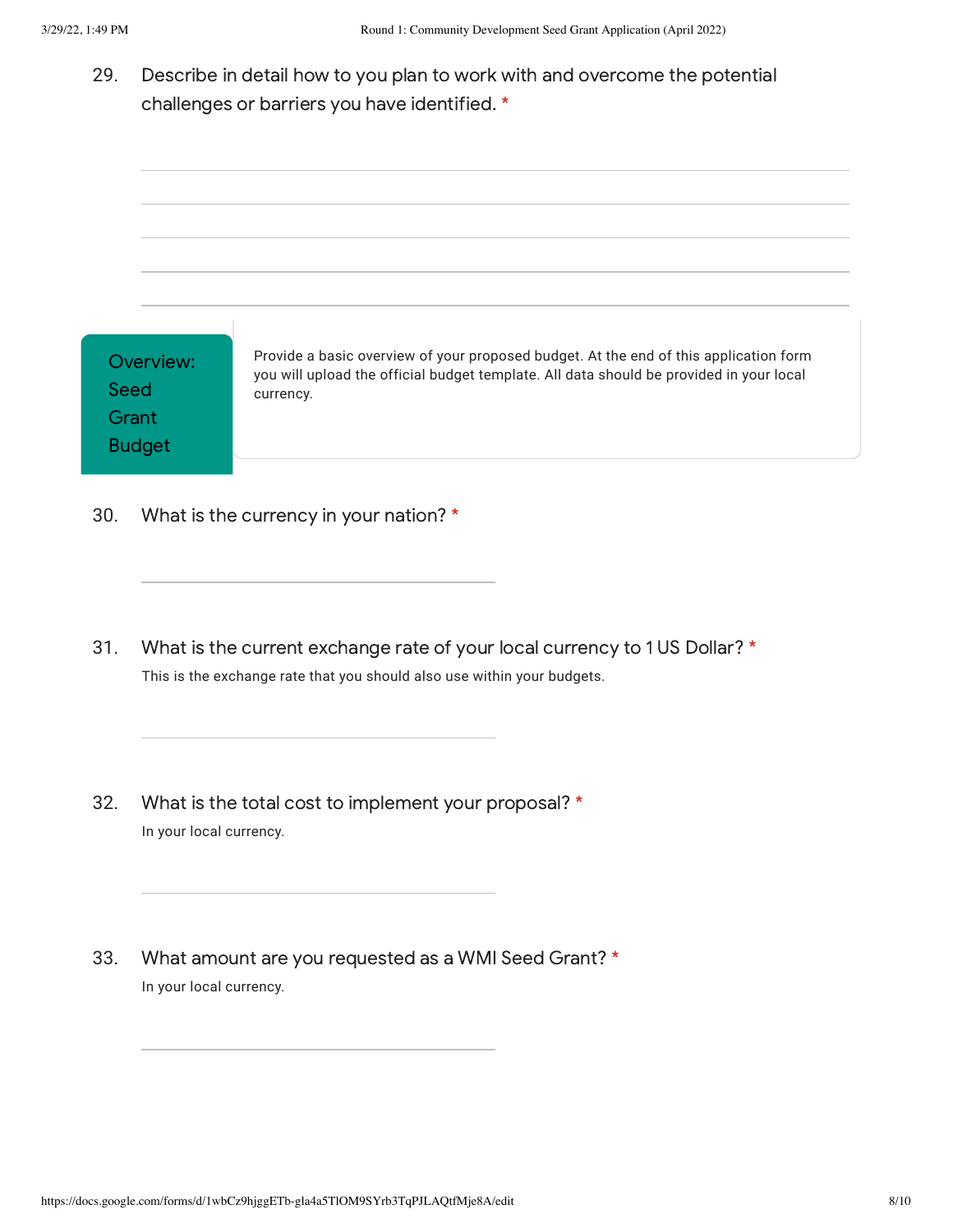29. Describe in detail how to you plan to work with and overcome the potential challenges or barriers you have identified. *

## Overview: Seed Grant Budget

Provide a basic overview of your proposed budget. At the end of this application form you will upload the official budget template. All data should be provided in your local currency.

30. What is the currency in your nation? *

31. What is the current exchange rate of your local currency to 1 US Dollar? *

This is the exchange rate that you should also use within your budgets.

32. What is the total cost to implement your proposal? *

In your local currency.

33. What amount are you requested as a WMI Seed Grant? *

In your local currency.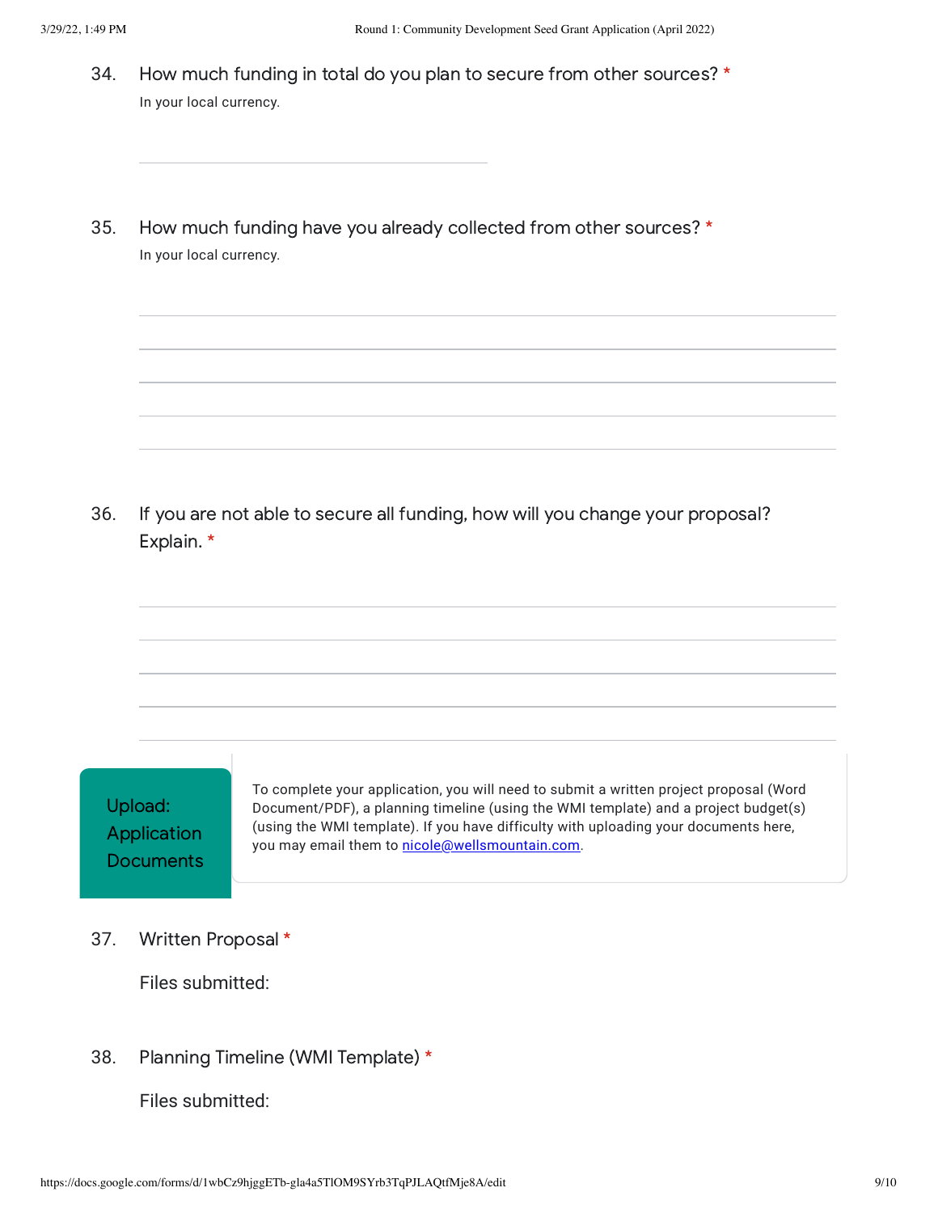34. How much funding in total do you plan to secure from other sources? *

In your local currency.

35. How much funding have you already collected from other sources? *

In your local currency.

36. If you are not able to secure all funding, how will you change your proposal? Explain. *

## Upload: Application Documents

To complete your application, you will need to submit a written project proposal (Word Document/PDF), a planning timeline (using the WMI template) and a project budget(s) (using the WMI template). If you have difficulty with uploading your documents here, you may email them to nicole@wellsmountain.com.

37. Written Proposal *

Files submitted:

38. Planning Timeline (WMI Template) *

Files submitted: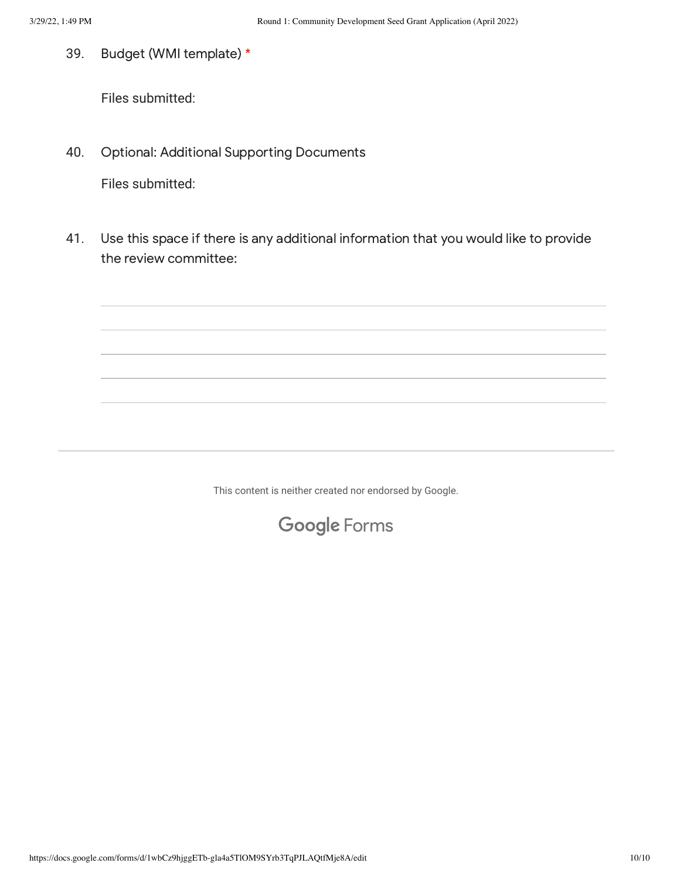39. Budget (WMI template) *

 Files submitted:

40. Optional: Additional Supporting Documents

 Files submitted:

41. Use this space if there is any additional information that you would like to provide the review committee:

This content is neither created nor endorsed by Google.

Google Forms